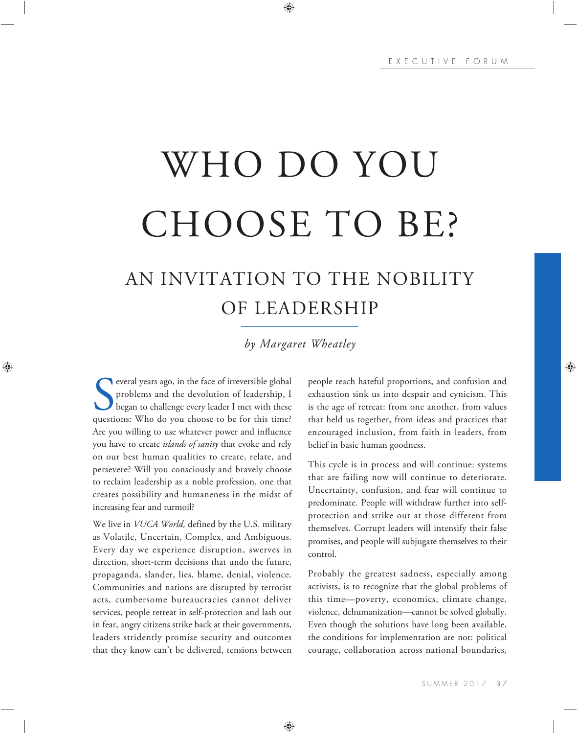# WHO DO YOU CHOOSE TO BE?

## AN INVITATION TO THE NOBILITY OF LEADERSHIP

*by Margaret Wheatley*

Several years ago, in the face of irreversible global problems and the devolution of leadership, I began to challenge every leader I met with these questions: Who do you choose to be for this time? Are you willing to use whatever power and influence you have to create *islands of sanity* that evoke and rely on our best human qualities to create, relate, and persevere? Will you consciously and bravely choose to reclaim leadership as a noble profession, one that creates possibility and humaneness in the midst of increasing fear and turmoil?

We live in *VUCA World,* defined by the U.S. military as Volatile, Uncertain, Complex, and Ambiguous. Every day we experience disruption, swerves in direction, short-term decisions that undo the future, propaganda, slander, lies, blame, denial, violence. Communities and nations are disrupted by terrorist acts, cumbersome bureaucracies cannot deliver services, people retreat in self-protection and lash out in fear, angry citizens strike back at their governments, leaders stridently promise security and outcomes that they know can't be delivered, tensions between people reach hateful proportions, and confusion and exhaustion sink us into despair and cynicism. This is the age of retreat: from one another, from values that held us together, from ideas and practices that encouraged inclusion, from faith in leaders, from belief in basic human goodness.

This cycle is in process and will continue: systems that are failing now will continue to deteriorate. Uncertainty, confusion, and fear will continue to predominate. People will withdraw further into self-protection and strike out at those different from themselves. Corrupt leaders will intensify their false promises, and people will subjugate themselves to their control.

Probably the greatest sadness, especially among activists, is to recognize that the global problems of this time—poverty, economics, climate change, violence, dehumanization—cannot be solved globally. Even though the solutions have long been available, the conditions for implementation are not: political courage, collaboration across national boundaries,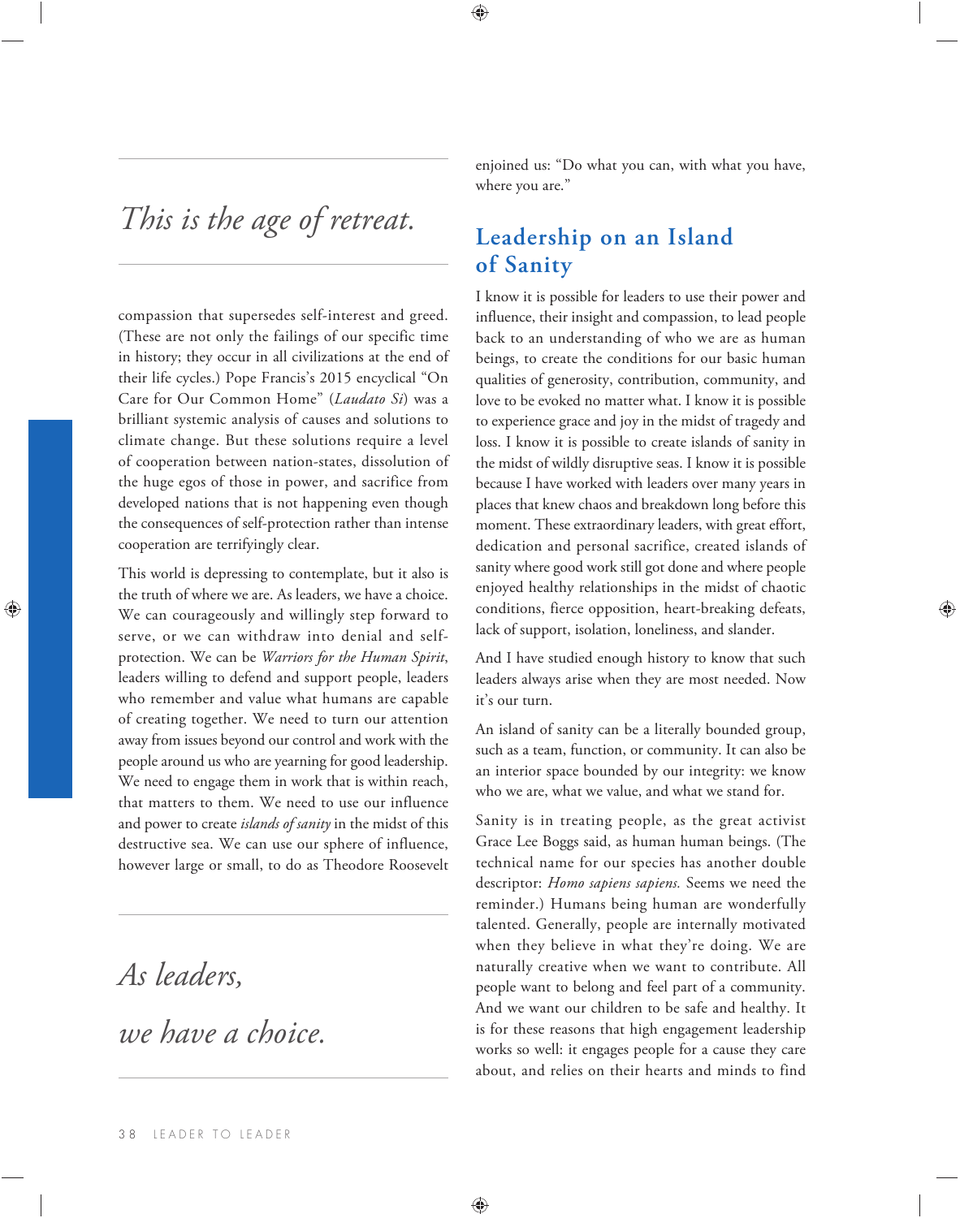*This is the age of retreat.*

compassion that supersedes self-interest and greed. (These are not only the failings of our specific time in history; they occur in all civilizations at the end of their life cycles.) Pope Francis's 2015 encyclical "On Care for Our Common Home" (*Laudato Si*) was a brilliant systemic analysis of causes and solutions to climate change. But these solutions require a level of cooperation between nation-states, dissolution of the huge egos of those in power, and sacrifice from developed nations that is not happening even though the consequences of self-protection rather than intense cooperation are terrifyingly clear.

This world is depressing to contemplate, but it also is the truth of where we are. As leaders, we have a choice. We can courageously and willingly step forward to serve, or we can withdraw into denial and self-protection. We can be *Warriors for the Human Spirit*, leaders willing to defend and support people, leaders who remember and value what humans are capable of creating together. We need to turn our attention away from issues beyond our control and work with the people around us who are yearning for good leadership. We need to engage them in work that is within reach, that matters to them. We need to use our influence and power to create *islands of sanity* in the midst of this destructive sea. We can use our sphere of influence, however large or small, to do as Theodore Roosevelt enjoined us: "Do what you can, with what you have, where you are."

*As leaders, we have a choice.*

## Leadership on an Island of Sanity

I know it is possible for leaders to use their power and influence, their insight and compassion, to lead people back to an understanding of who we are as human beings, to create the conditions for our basic human qualities of generosity, contribution, community, and love to be evoked no matter what. I know it is possible to experience grace and joy in the midst of tragedy and loss. I know it is possible to create islands of sanity in the midst of wildly disruptive seas. I know it is possible because I have worked with leaders over many years in places that knew chaos and breakdown long before this moment. These extraordinary leaders, with great effort, dedication and personal sacrifice, created islands of sanity where good work still got done and where people enjoyed healthy relationships in the midst of chaotic conditions, fierce opposition, heart-breaking defeats, lack of support, isolation, loneliness, and slander.

And I have studied enough history to know that such leaders always arise when they are most needed. Now it's our turn.

An island of sanity can be a literally bounded group, such as a team, function, or community. It can also be an interior space bounded by our integrity: we know who we are, what we value, and what we stand for.

Sanity is in treating people, as the great activist Grace Lee Boggs said, as human human beings. (The technical name for our species has another double descriptor: *Homo sapiens sapiens.* Seems we need the reminder.) Humans being human are wonderfully talented. Generally, people are internally motivated when they believe in what they're doing. We are naturally creative when we want to contribute. All people want to belong and feel part of a community. And we want our children to be safe and healthy. It is for these reasons that high engagement leadership works so well: it engages people for a cause they care about, and relies on their hearts and minds to find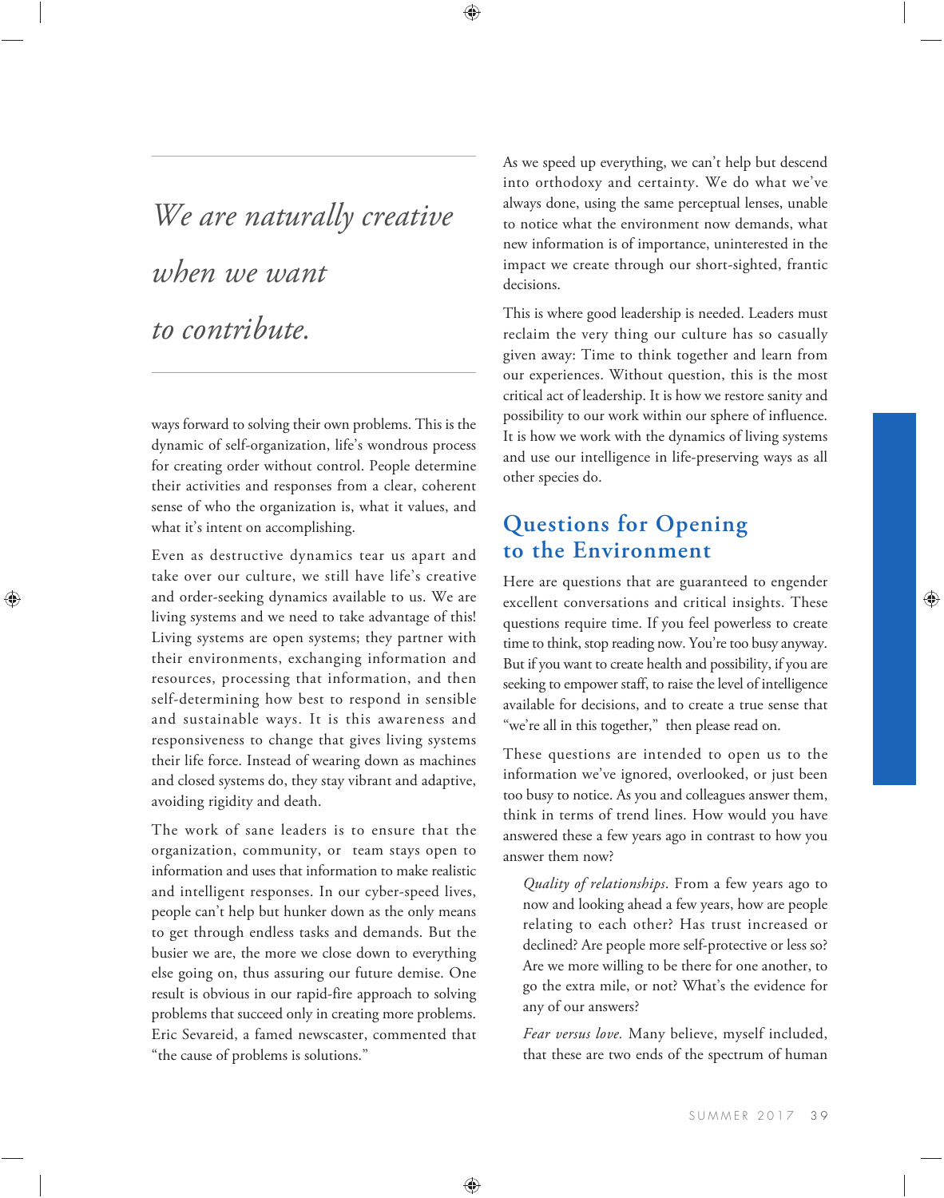> *We are naturally creative when we want to contribute.*

ways forward to solving their own problems. This is the dynamic of self-organization, life's wondrous process for creating order without control. People determine their activities and responses from a clear, coherent sense of who the organization is, what it values, and what it's intent on accomplishing.

Even as destructive dynamics tear us apart and take over our culture, we still have life's creative and order-seeking dynamics available to us. We are living systems and we need to take advantage of this! Living systems are open systems; they partner with their environments, exchanging information and resources, processing that information, and then self-determining how best to respond in sensible and sustainable ways. It is this awareness and responsiveness to change that gives living systems their life force. Instead of wearing down as machines and closed systems do, they stay vibrant and adaptive, avoiding rigidity and death.

The work of sane leaders is to ensure that the organization, community, or team stays open to information and uses that information to make realistic and intelligent responses. In our cyber-speed lives, people can't help but hunker down as the only means to get through endless tasks and demands. But the busier we are, the more we close down to everything else going on, thus assuring our future demise. One result is obvious in our rapid-fire approach to solving problems that succeed only in creating more problems. Eric Sevareid, a famed newscaster, commented that "the cause of problems is solutions."

As we speed up everything, we can't help but descend into orthodoxy and certainty. We do what we've always done, using the same perceptual lenses, unable to notice what the environment now demands, what new information is of importance, uninterested in the impact we create through our short-sighted, frantic decisions.

This is where good leadership is needed. Leaders must reclaim the very thing our culture has so casually given away: Time to think together and learn from our experiences. Without question, this is the most critical act of leadership. It is how we restore sanity and possibility to our work within our sphere of influence. It is how we work with the dynamics of living systems and use our intelligence in life-preserving ways as all other species do.

## Questions for Opening to the Environment

Here are questions that are guaranteed to engender excellent conversations and critical insights. These questions require time. If you feel powerless to create time to think, stop reading now. You're too busy anyway. But if you want to create health and possibility, if you are seeking to empower staff, to raise the level of intelligence available for decisions, and to create a true sense that "we're all in this together," then please read on.

These questions are intended to open us to the information we've ignored, overlooked, or just been too busy to notice. As you and colleagues answer them, think in terms of trend lines. How would you have answered these a few years ago in contrast to how you answer them now?

*Quality of relationships*. From a few years ago to now and looking ahead a few years, how are people relating to each other? Has trust increased or declined? Are people more self-protective or less so? Are we more willing to be there for one another, to go the extra mile, or not? What's the evidence for any of our answers?

*Fear versus love.* Many believe, myself included, that these are two ends of the spectrum of human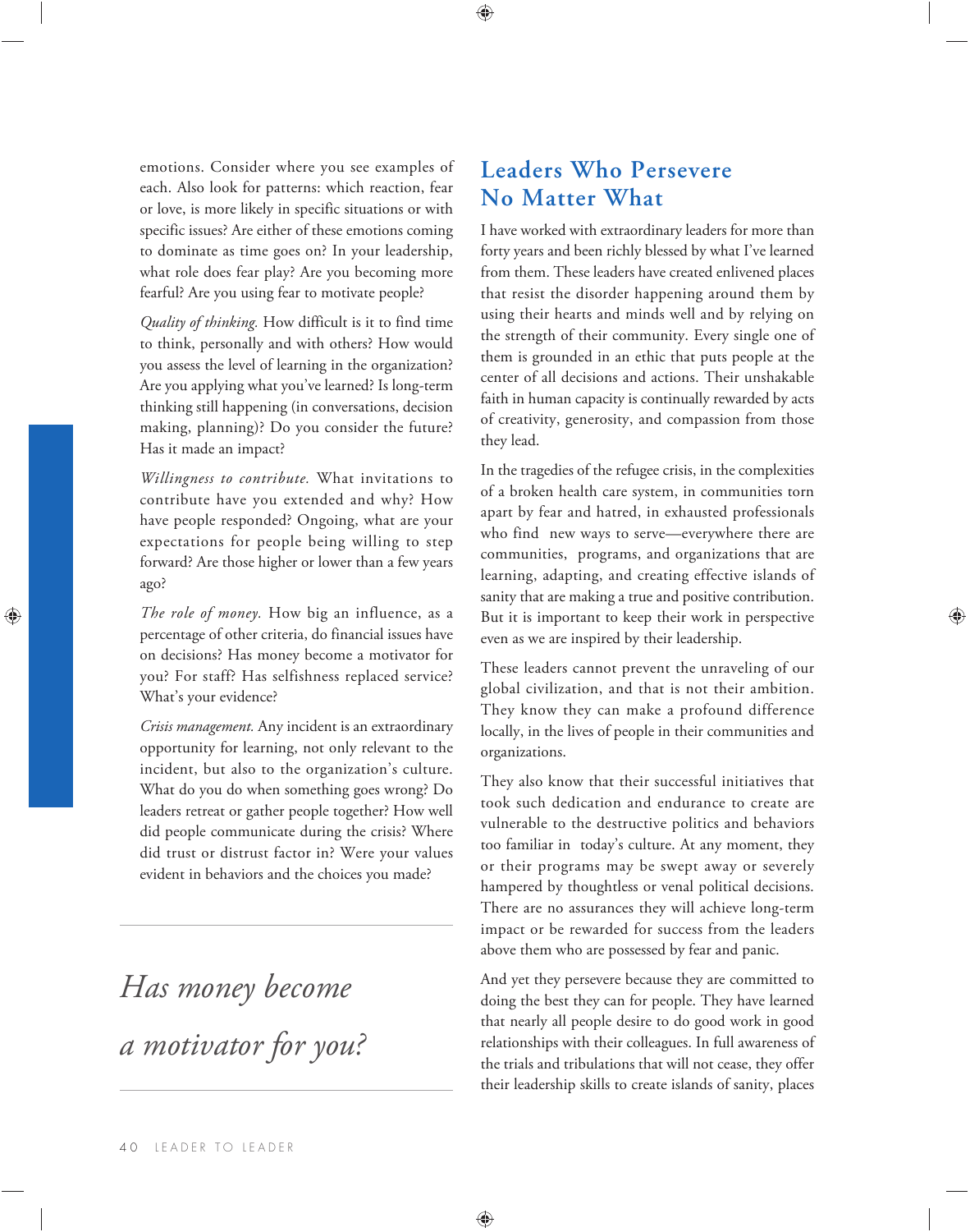emotions. Consider where you see examples of each. Also look for patterns: which reaction, fear or love, is more likely in specific situations or with specific issues? Are either of these emotions coming to dominate as time goes on? In your leadership, what role does fear play? Are you becoming more fearful? Are you using fear to motivate people?

*Quality of thinking.* How difficult is it to find time to think, personally and with others? How would you assess the level of learning in the organization? Are you applying what you've learned? Is long-term thinking still happening (in conversations, decision making, planning)? Do you consider the future? Has it made an impact?

*Willingness to contribute.* What invitations to contribute have you extended and why? How have people responded? Ongoing, what are your expectations for people being willing to step forward? Are those higher or lower than a few years ago?

*The role of money.* How big an influence, as a percentage of other criteria, do financial issues have on decisions? Has money become a motivator for you? For staff? Has selfishness replaced service? What's your evidence?

*Crisis management.* Any incident is an extraordinary opportunity for learning, not only relevant to the incident, but also to the organization's culture. What do you do when something goes wrong? Do leaders retreat or gather people together? How well did people communicate during the crisis? Where did trust or distrust factor in? Were your values evident in behaviors and the choices you made?

---

*Has money become a motivator for you?*

---

## Leaders Who Persevere No Matter What

I have worked with extraordinary leaders for more than forty years and been richly blessed by what I've learned from them. These leaders have created enlivened places that resist the disorder happening around them by using their hearts and minds well and by relying on the strength of their community. Every single one of them is grounded in an ethic that puts people at the center of all decisions and actions. Their unshakable faith in human capacity is continually rewarded by acts of creativity, generosity, and compassion from those they lead.

In the tragedies of the refugee crisis, in the complexities of a broken health care system, in communities torn apart by fear and hatred, in exhausted professionals who find new ways to serve—everywhere there are communities, programs, and organizations that are learning, adapting, and creating effective islands of sanity that are making a true and positive contribution. But it is important to keep their work in perspective even as we are inspired by their leadership.

These leaders cannot prevent the unraveling of our global civilization, and that is not their ambition. They know they can make a profound difference locally, in the lives of people in their communities and organizations.

They also know that their successful initiatives that took such dedication and endurance to create are vulnerable to the destructive politics and behaviors too familiar in today's culture. At any moment, they or their programs may be swept away or severely hampered by thoughtless or venal political decisions. There are no assurances they will achieve long-term impact or be rewarded for success from the leaders above them who are possessed by fear and panic.

And yet they persevere because they are committed to doing the best they can for people. They have learned that nearly all people desire to do good work in good relationships with their colleagues. In full awareness of the trials and tribulations that will not cease, they offer their leadership skills to create islands of sanity, places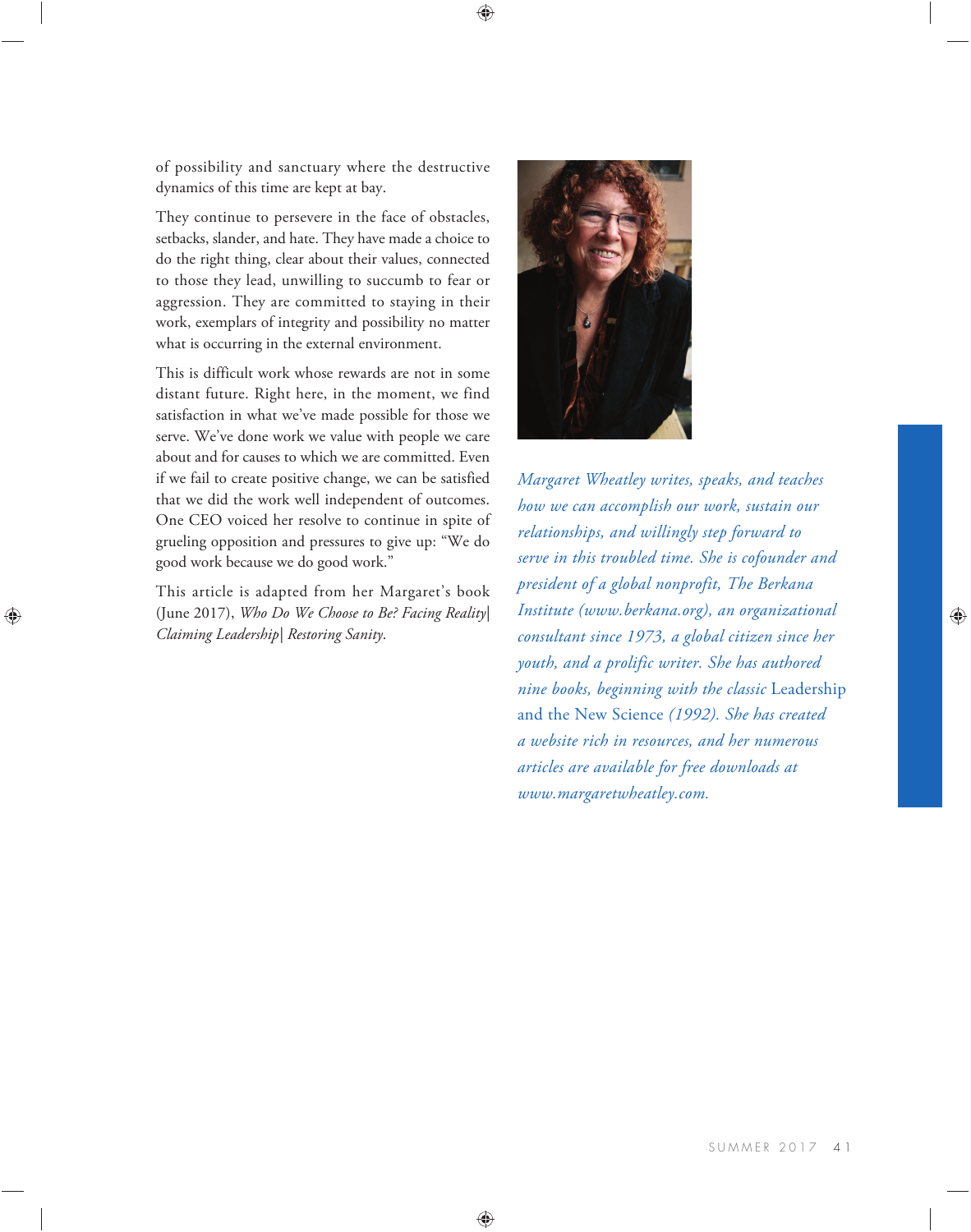of possibility and sanctuary where the destructive dynamics of this time are kept at bay.

They continue to persevere in the face of obstacles, setbacks, slander, and hate. They have made a choice to do the right thing, clear about their values, connected to those they lead, unwilling to succumb to fear or aggression. They are committed to staying in their work, exemplars of integrity and possibility no matter what is occurring in the external environment.

This is difficult work whose rewards are not in some distant future. Right here, in the moment, we find satisfaction in what we've made possible for those we serve. We've done work we value with people we care about and for causes to which we are committed. Even if we fail to create positive change, we can be satisfied that we did the work well independent of outcomes. One CEO voiced her resolve to continue in spite of grueling opposition and pressures to give up: "We do good work because we do good work."

This article is adapted from her Margaret's book (June 2017), *Who Do We Choose to Be? Facing Reality| Claiming Leadership| Restoring Sanity.*

*Margaret Wheatley writes, speaks, and teaches how we can accomplish our work, sustain our relationships, and willingly step forward to serve in this troubled time. She is cofounder and president of a global nonprofit, The Berkana Institute (www.berkana.org), an organizational consultant since 1973, a global citizen since her youth, and a prolific writer. She has authored nine books, beginning with the classic* Leadership and the New Science *(1992). She has created a website rich in resources, and her numerous articles are available for free downloads at www.margaretwheatley.com.*